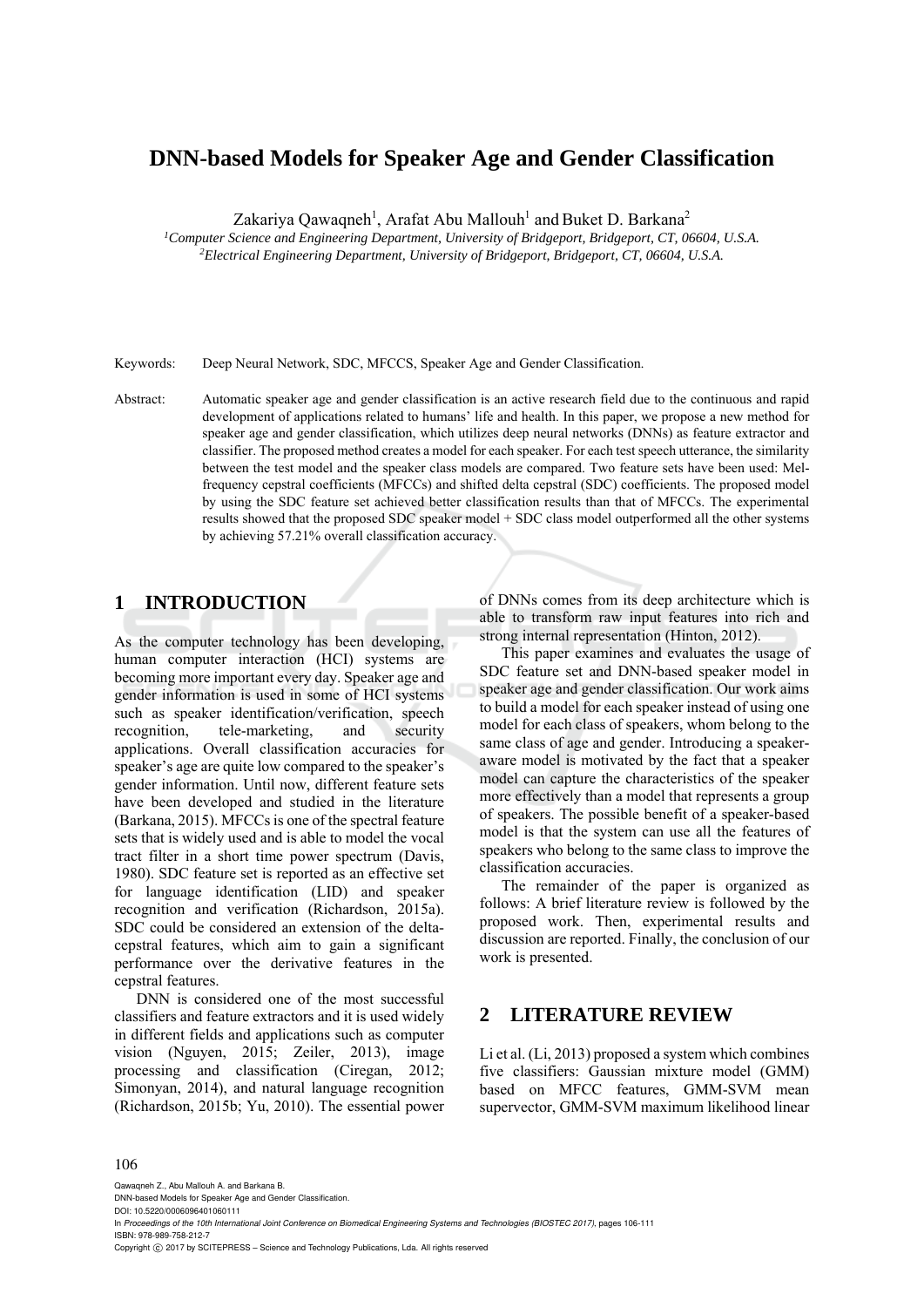# DNN-based Models for Speaker Age and Gender Classification

Zakariya Qawaqneh[1], Arafat Abu Mallouh[1] and Buket D. Barkana[2]

[1]Computer Science and Engineering Department, University of Bridgeport, Bridgeport, CT, 06604, U.S.A.
[2]Electrical Engineering Department, University of Bridgeport, Bridgeport, CT, 06604, U.S.A.

Keywords: Deep Neural Network, SDC, MFCCS, Speaker Age and Gender Classification.

Abstract: Automatic speaker age and gender classification is an active research field due to the continuous and rapid development of applications related to humans' life and health. In this paper, we propose a new method for speaker age and gender classification, which utilizes deep neural networks (DNNs) as feature extractor and classifier. The proposed method creates a model for each speaker. For each test speech utterance, the similarity between the test model and the speaker class models are compared. Two feature sets have been used: Mel-frequency cepstral coefficients (MFCCs) and shifted delta cepstral (SDC) coefficients. The proposed model by using the SDC feature set achieved better classification results than that of MFCCs. The experimental results showed that the proposed SDC speaker model + SDC class model outperformed all the other systems by achieving 57.21% overall classification accuracy.

## 1 INTRODUCTION

As the computer technology has been developing, human computer interaction (HCI) systems are becoming more important every day. Speaker age and gender information is used in some of HCI systems such as speaker identification/verification, speech recognition, tele-marketing, and security applications. Overall classification accuracies for speaker's age are quite low compared to the speaker's gender information. Until now, different feature sets have been developed and studied in the literature (Barkana, 2015). MFCCs is one of the spectral feature sets that is widely used and is able to model the vocal tract filter in a short time power spectrum (Davis, 1980). SDC feature set is reported as an effective set for language identification (LID) and speaker recognition and verification (Richardson, 2015a). SDC could be considered an extension of the delta-cepstral features, which aim to gain a significant performance over the derivative features in the cepstral features.

DNN is considered one of the most successful classifiers and feature extractors and it is used widely in different fields and applications such as computer vision (Nguyen, 2015; Zeiler, 2013), image processing and classification (Ciregan, 2012; Simonyan, 2014), and natural language recognition (Richardson, 2015b; Yu, 2010). The essential power of DNNs comes from its deep architecture which is able to transform raw input features into rich and strong internal representation (Hinton, 2012).

This paper examines and evaluates the usage of SDC feature set and DNN-based speaker model in speaker age and gender classification. Our work aims to build a model for each speaker instead of using one model for each class of speakers, whom belong to the same class of age and gender. Introducing a speaker-aware model is motivated by the fact that a speaker model can capture the characteristics of the speaker more effectively than a model that represents a group of speakers. The possible benefit of a speaker-based model is that the system can use all the features of speakers who belong to the same class to improve the classification accuracies.

The remainder of the paper is organized as follows: A brief literature review is followed by the proposed work. Then, experimental results and discussion are reported. Finally, the conclusion of our work is presented.

## 2 LITERATURE REVIEW

Li et al. (Li, 2013) proposed a system which combines five classifiers: Gaussian mixture model (GMM) based on MFCC features, GMM-SVM mean supervector, GMM-SVM maximum likelihood linear

Qawaqneh Z., Abu Mallouh A. and Barkana B.
DNN-based Models for Speaker Age and Gender Classification.
DOI: 10.5220/0006096401060111
In *Proceedings of the 10th International Joint Conference on Biomedical Engineering Systems and Technologies (BIOSTEC 2017)*, pages 106-111
ISBN: 978-989-758-212-7
Copyright © 2017 by SCITEPRESS – Science and Technology Publications, Lda. All rights reserved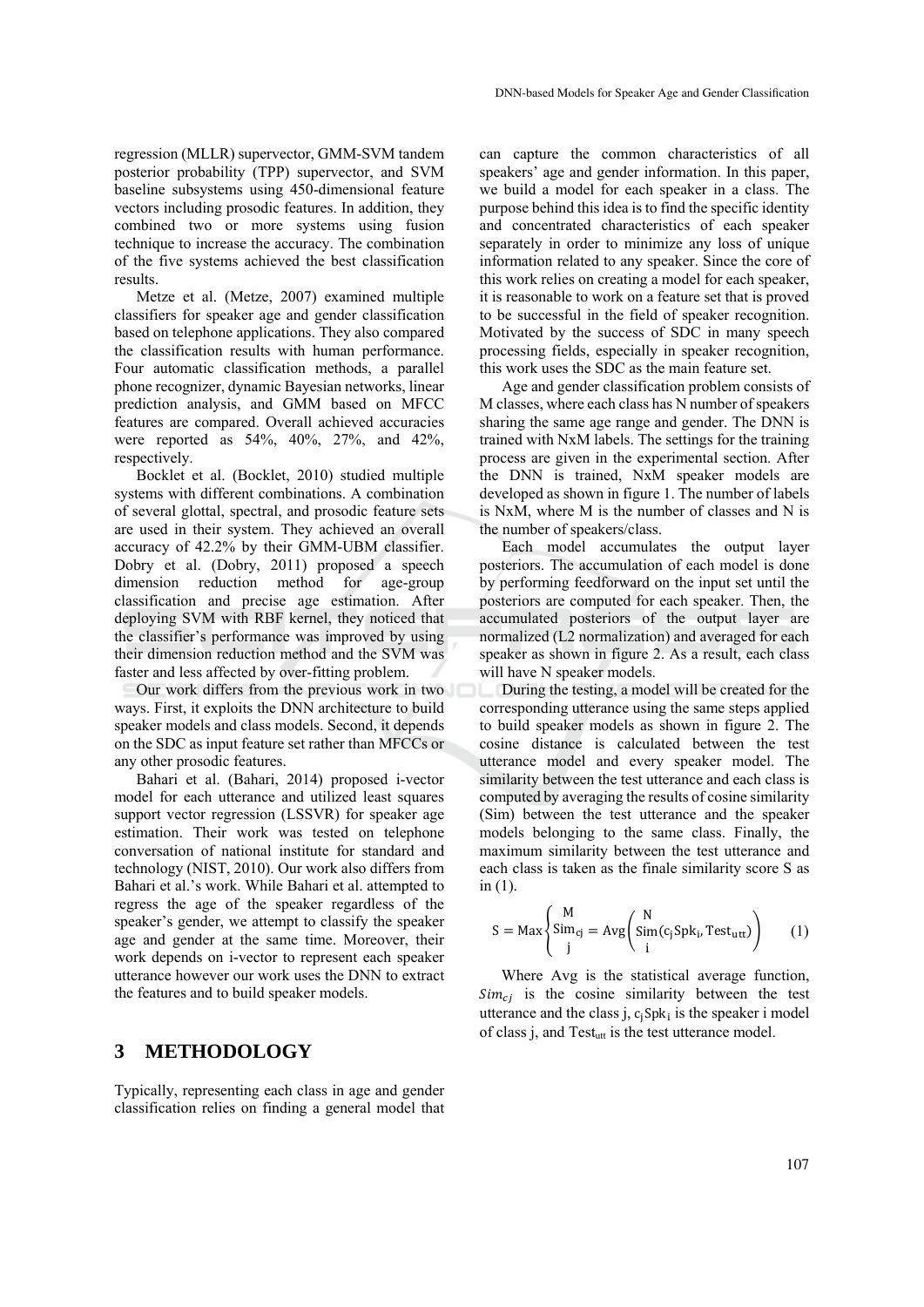regression (MLLR) supervector, GMM-SVM tandem posterior probability (TPP) supervector, and SVM baseline subsystems using 450-dimensional feature vectors including prosodic features. In addition, they combined two or more systems using fusion technique to increase the accuracy. The combination of the five systems achieved the best classification results.

Metze et al. (Metze, 2007) examined multiple classifiers for speaker age and gender classification based on telephone applications. They also compared the classification results with human performance. Four automatic classification methods, a parallel phone recognizer, dynamic Bayesian networks, linear prediction analysis, and GMM based on MFCC features are compared. Overall achieved accuracies were reported as 54%, 40%, 27%, and 42%, respectively.

Bocklet et al. (Bocklet, 2010) studied multiple systems with different combinations. A combination of several glottal, spectral, and prosodic feature sets are used in their system. They achieved an overall accuracy of 42.2% by their GMM-UBM classifier. Dobry et al. (Dobry, 2011) proposed a speech dimension reduction method for age-group classification and precise age estimation. After deploying SVM with RBF kernel, they noticed that the classifier's performance was improved by using their dimension reduction method and the SVM was faster and less affected by over-fitting problem.

Our work differs from the previous work in two ways. First, it exploits the DNN architecture to build speaker models and class models. Second, it depends on the SDC as input feature set rather than MFCCs or any other prosodic features.

Bahari et al. (Bahari, 2014) proposed i-vector model for each utterance and utilized least squares support vector regression (LSSVR) for speaker age estimation. Their work was tested on telephone conversation of national institute for standard and technology (NIST, 2010). Our work also differs from Bahari et al.'s work. While Bahari et al. attempted to regress the age of the speaker regardless of the speaker's gender, we attempt to classify the speaker age and gender at the same time. Moreover, their work depends on i-vector to represent each speaker utterance however our work uses the DNN to extract the features and to build speaker models.

## 3 METHODOLOGY

Typically, representing each class in age and gender classification relies on finding a general model that can capture the common characteristics of all speakers' age and gender information. In this paper, we build a model for each speaker in a class. The purpose behind this idea is to find the specific identity and concentrated characteristics of each speaker separately in order to minimize any loss of unique information related to any speaker. Since the core of this work relies on creating a model for each speaker, it is reasonable to work on a feature set that is proved to be successful in the field of speaker recognition. Motivated by the success of SDC in many speech processing fields, especially in speaker recognition, this work uses the SDC as the main feature set.

Age and gender classification problem consists of M classes, where each class has N number of speakers sharing the same age range and gender. The DNN is trained with NxM labels. The settings for the training process are given in the experimental section. After the DNN is trained, NxM speaker models are developed as shown in figure 1. The number of labels is NxM, where M is the number of classes and N is the number of speakers/class.

Each model accumulates the output layer posteriors. The accumulation of each model is done by performing feedforward on the input set until the posteriors are computed for each speaker. Then, the accumulated posteriors of the output layer are normalized (L2 normalization) and averaged for each speaker as shown in figure 2. As a result, each class will have N speaker models.

During the testing, a model will be created for the corresponding utterance using the same steps applied to build speaker models as shown in figure 2. The cosine distance is calculated between the test utterance model and every speaker model. The similarity between the test utterance and each class is computed by averaging the results of cosine similarity (Sim) between the test utterance and the speaker models belonging to the same class. Finally, the maximum similarity between the test utterance and each class is taken as the finale similarity score S as in (1).

$$S = \operatorname{Max}\left\{ \underset{j}{\overset{M}{\mathrm{Sim}_{cj}}} = \operatorname{Avg}\left( \underset{i}{\overset{N}{\mathrm{Sim}}}(c_j\mathrm{Spk}_i, \mathrm{Test}_{utt}) \right) \right. \qquad (1)$$

Where Avg is the statistical average function, $Sim_{cj}$ is the cosine similarity between the test utterance and the class j, $c_j\mathrm{Spk}_i$ is the speaker i model of class j, and $\mathrm{Test}_{utt}$ is the test utterance model.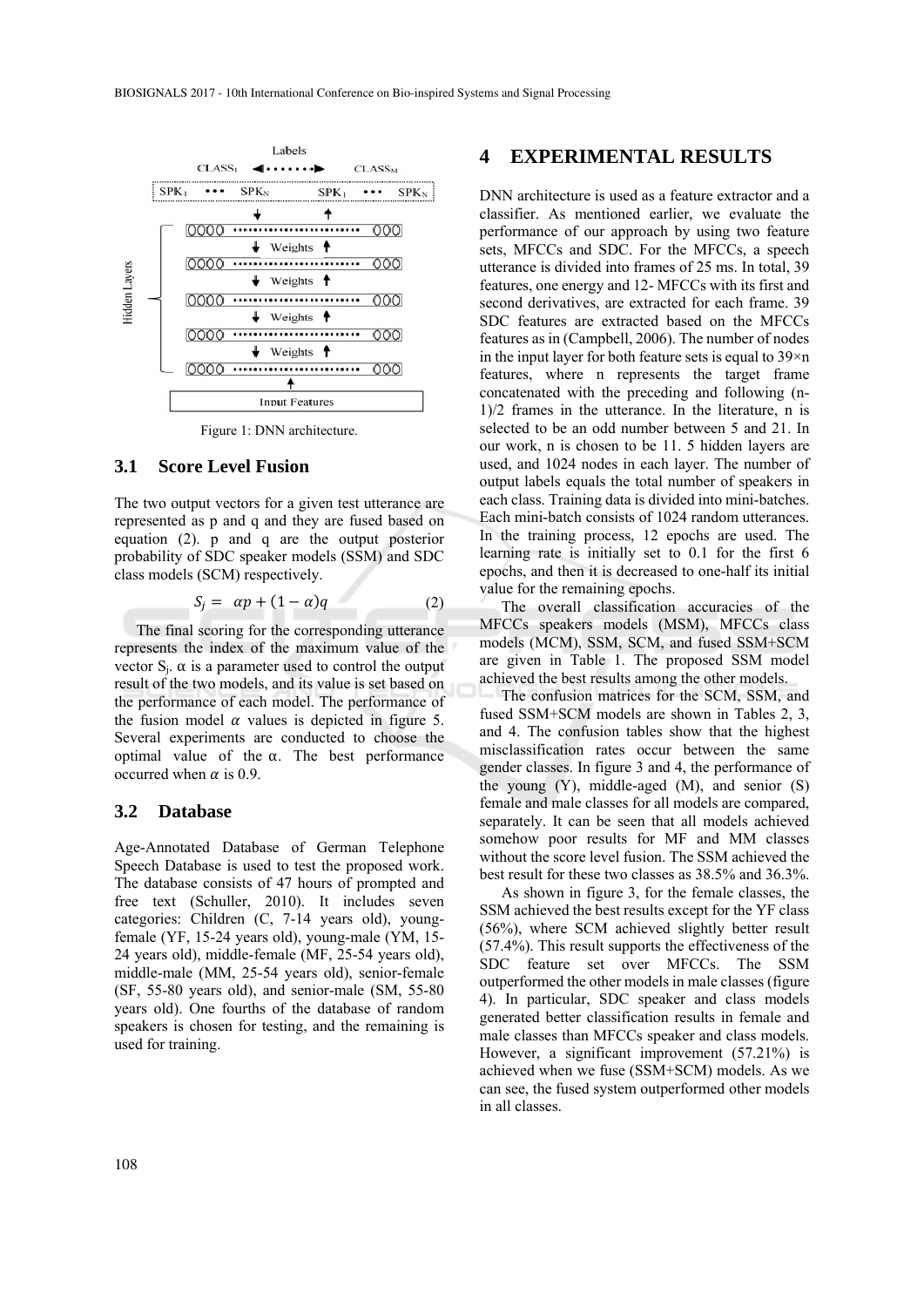Figure 1: DNN architecture.

### 3.1 Score Level Fusion

The two output vectors for a given test utterance are represented as p and q and they are fused based on equation (2). p and q are the output posterior probability of SDC speaker models (SSM) and SDC class models (SCM) respectively.

$$S_j = \alpha p + (1-\alpha)q \qquad (2)$$

The final scoring for the corresponding utterance represents the index of the maximum value of the vector $S_j$. $\alpha$ is a parameter used to control the output result of the two models, and its value is set based on the performance of each model. The performance of the fusion model $\alpha$ values is depicted in figure 5. Several experiments are conducted to choose the optimal value of the $\alpha$. The best performance occurred when $\alpha$ is 0.9.

### 3.2 Database

Age-Annotated Database of German Telephone Speech Database is used to test the proposed work. The database consists of 47 hours of prompted and free text (Schuller, 2010). It includes seven categories: Children (C, 7-14 years old), young-female (YF, 15-24 years old), young-male (YM, 15-24 years old), middle-female (MF, 25-54 years old), middle-male (MM, 25-54 years old), senior-female (SF, 55-80 years old), and senior-male (SM, 55-80 years old). One fourths of the database of random speakers is chosen for testing, and the remaining is used for training.

## 4 EXPERIMENTAL RESULTS

DNN architecture is used as a feature extractor and a classifier. As mentioned earlier, we evaluate the performance of our approach by using two feature sets, MFCCs and SDC. For the MFCCs, a speech utterance is divided into frames of 25 ms. In total, 39 features, one energy and 12- MFCCs with its first and second derivatives, are extracted for each frame. 39 SDC features are extracted based on the MFCCs features as in (Campbell, 2006). The number of nodes in the input layer for both feature sets is equal to 39×n features, where n represents the target frame concatenated with the preceding and following (n-1)/2 frames in the utterance. In the literature, n is selected to be an odd number between 5 and 21. In our work, n is chosen to be 11. 5 hidden layers are used, and 1024 nodes in each layer. The number of output labels equals the total number of speakers in each class. Training data is divided into mini-batches. Each mini-batch consists of 1024 random utterances. In the training process, 12 epochs are used. The learning rate is initially set to 0.1 for the first 6 epochs, and then it is decreased to one-half its initial value for the remaining epochs.

The overall classification accuracies of the MFCCs speakers models (MSM), MFCCs class models (MCM), SSM, SCM, and fused SSM+SCM are given in Table 1. The proposed SSM model achieved the best results among the other models.

The confusion matrices for the SCM, SSM, and fused SSM+SCM models are shown in Tables 2, 3, and 4. The confusion tables show that the highest misclassification rates occur between the same gender classes. In figure 3 and 4, the performance of the young (Y), middle-aged (M), and senior (S) female and male classes for all models are compared, separately. It can be seen that all models achieved somehow poor results for MF and MM classes without the score level fusion. The SSM achieved the best result for these two classes as 38.5% and 36.3%.

As shown in figure 3, for the female classes, the SSM achieved the best results except for the YF class (56%), where SCM achieved slightly better result (57.4%). This result supports the effectiveness of the SDC feature set over MFCCs. The SSM outperformed the other models in male classes (figure 4). In particular, SDC speaker and class models generated better classification results in female and male classes than MFCCs speaker and class models. However, a significant improvement (57.21%) is achieved when we fuse (SSM+SCM) models. As we can see, the fused system outperformed other models in all classes.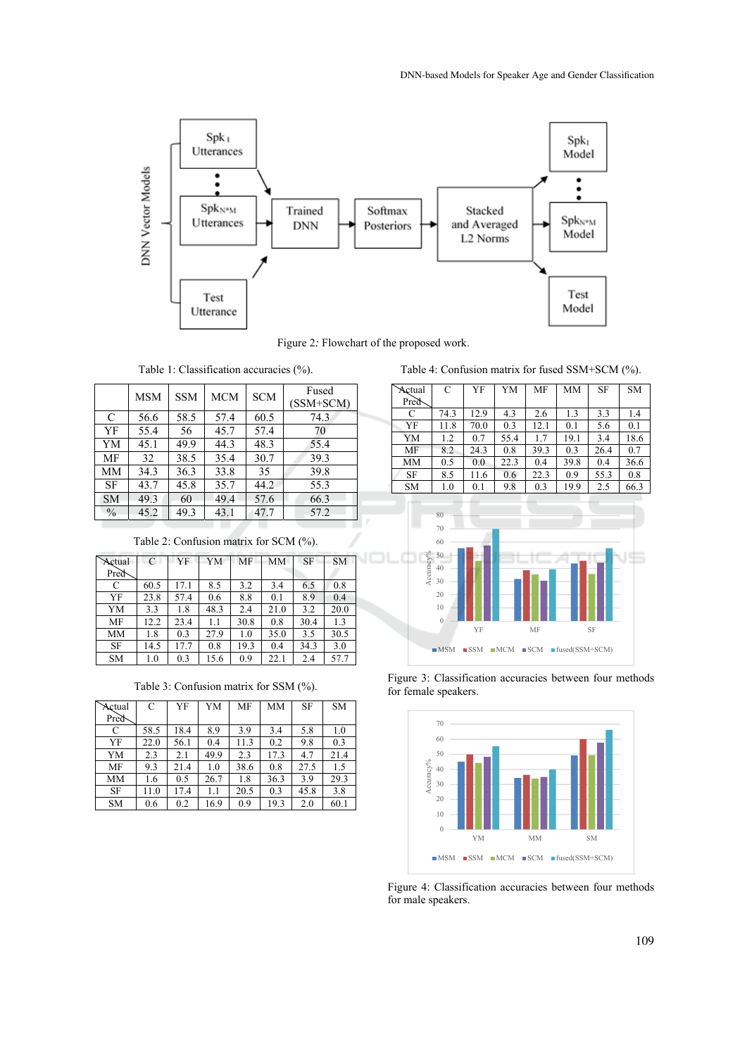Figure 2: Flowchart of the proposed work.

Table 1: Classification accuracies (%).

| | MSM | SSM | MCM | SCM | Fused (SSM+SCM) |
|---|---|---|---|---|---|
| C | 56.6 | 58.5 | 57.4 | 60.5 | 74.3 |
| YF | 55.4 | 56 | 45.7 | 57.4 | 70 |
| YM | 45.1 | 49.9 | 44.3 | 48.3 | 55.4 |
| MF | 32 | 38.5 | 35.4 | 30.7 | 39.3 |
| MM | 34.3 | 36.3 | 33.8 | 35 | 39.8 |
| SF | 43.7 | 45.8 | 35.7 | 44.2 | 55.3 |
| SM | 49.3 | 60 | 49.4 | 57.6 | 66.3 |
| % | 45.2 | 49.3 | 43.1 | 47.7 | 57.2 |

Table 2: Confusion matrix for SCM (%).

| Actual \ Pred | C | YF | YM | MF | MM | SF | SM |
|---|---|---|---|---|---|---|---|
| C | 60.5 | 17.1 | 8.5 | 3.2 | 3.4 | 6.5 | 0.8 |
| YF | 23.8 | 57.4 | 0.6 | 8.8 | 0.1 | 8.9 | 0.4 |
| YM | 3.3 | 1.8 | 48.3 | 2.4 | 21.0 | 3.2 | 20.0 |
| MF | 12.2 | 23.4 | 1.1 | 30.8 | 0.8 | 30.4 | 1.3 |
| MM | 1.8 | 0.3 | 27.9 | 1.0 | 35.0 | 3.5 | 30.5 |
| SF | 14.5 | 17.7 | 0.8 | 19.3 | 0.4 | 34.3 | 3.0 |
| SM | 1.0 | 0.3 | 15.6 | 0.9 | 22.1 | 2.4 | 57.7 |

Table 3: Confusion matrix for SSM (%).

| Actual \ Pred | C | YF | YM | MF | MM | SF | SM |
|---|---|---|---|---|---|---|---|
| C | 58.5 | 18.4 | 8.9 | 3.9 | 3.4 | 5.8 | 1.0 |
| YF | 22.0 | 56.1 | 0.4 | 11.3 | 0.2 | 9.8 | 0.3 |
| YM | 2.3 | 2.1 | 49.9 | 2.3 | 17.3 | 4.7 | 21.4 |
| MF | 9.3 | 21.4 | 1.0 | 38.6 | 0.8 | 27.5 | 1.5 |
| MM | 1.6 | 0.5 | 26.7 | 1.8 | 36.3 | 3.9 | 29.3 |
| SF | 11.0 | 17.4 | 1.1 | 20.5 | 0.3 | 45.8 | 3.8 |
| SM | 0.6 | 0.2 | 16.9 | 0.9 | 19.3 | 2.0 | 60.1 |

Table 4: Confusion matrix for fused SSM+SCM (%).

| Actual \ Pred | C | YF | YM | MF | MM | SF | SM |
|---|---|---|---|---|---|---|---|
| C | 74.3 | 12.9 | 4.3 | 2.6 | 1.3 | 3.3 | 1.4 |
| YF | 11.8 | 70.0 | 0.3 | 12.1 | 0.1 | 5.6 | 0.1 |
| YM | 1.2 | 0.7 | 55.4 | 1.7 | 19.1 | 3.4 | 18.6 |
| MF | 8.2 | 24.3 | 0.8 | 39.3 | 0.3 | 26.4 | 0.7 |
| MM | 0.5 | 0.0 | 22.3 | 0.4 | 39.8 | 0.4 | 36.6 |
| SF | 8.5 | 11.6 | 0.6 | 22.3 | 0.9 | 55.3 | 0.8 |
| SM | 1.0 | 0.1 | 9.8 | 0.3 | 19.9 | 2.5 | 66.3 |

Figure 3: Classification accuracies between four methods for female speakers.

Figure 4: Classification accuracies between four methods for male speakers.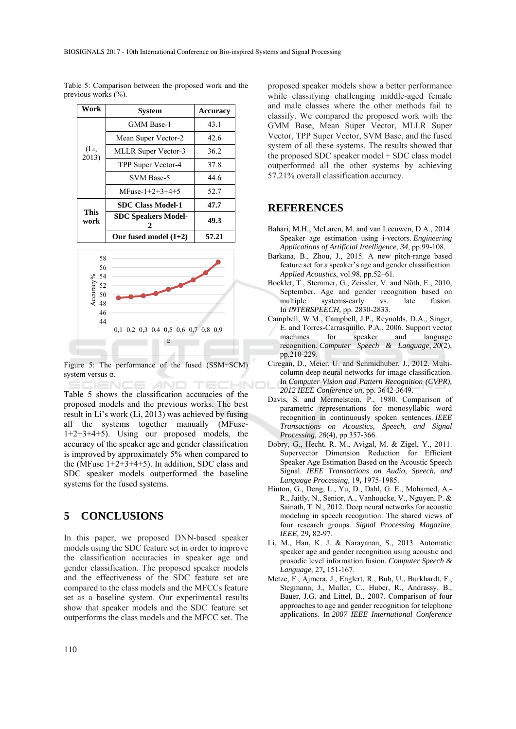Table 5: Comparison between the proposed work and the previous works (%).

| Work | System | Accuracy |
|---|---|---|
| (Li, 2013) | GMM Base-1 | 43.1 |
| | Mean Super Vector-2 | 42.6 |
| | MLLR Super Vector-3 | 36.2 |
| | TPP Super Vector-4 | 37.8 |
| | SVM Base-5 | 44.6 |
| | MFuse-1+2+3+4+5 | 52.7 |
| **This work** | **SDC Class Model-1** | **47.7** |
| | **SDC Speakers Model-2** | **49.3** |
| | **Our fused model (1+2)** | **57.21** |

Figure 5: The performance of the fused (SSM+SCM) system versus α.

Table 5 shows the classification accuracies of the proposed models and the previous works. The best result in Li's work (Li, 2013) was achieved by fusing all the systems together manually (MFuse-1+2+3+4+5). Using our proposed models, the accuracy of the speaker age and gender classification is improved by approximately 5% when compared to the (MFuse 1+2+3+4+5). In addition, SDC class and SDC speaker models outperformed the baseline systems for the fused systems.

## 5 CONCLUSIONS

In this paper, we proposed DNN-based speaker models using the SDC feature set in order to improve the classification accuracies in speaker age and gender classification. The proposed speaker models and the effectiveness of the SDC feature set are compared to the class models and the MFCCs feature set as a baseline system. Our experimental results show that speaker models and the SDC feature set outperforms the class models and the MFCC set. The proposed speaker models show a better performance while classifying challenging middle-aged female and male classes where the other methods fail to classify. We compared the proposed work with the GMM Base, Mean Super Vector, MLLR Super Vector, TPP Super Vector, SVM Base, and the fused system of all these systems. The results showed that the proposed SDC speaker model + SDC class model outperformed all the other systems by achieving 57.21% overall classification accuracy.

## REFERENCES

Bahari, M.H., McLaren, M. and van Leeuwen, D.A., 2014. Speaker age estimation using i-vectors. *Engineering Applications of Artificial Intelligence*, *34*, pp.99-108.

Barkana, B., Zhou, J., 2015. A new pitch-range based feature set for a speaker's age and gender classification. *Applied Acoustics*, vol.98, pp.52–61.

Bocklet, T., Stemmer, G., Zeissler, V. and Nöth, E., 2010, September. Age and gender recognition based on multiple systems-early vs. late fusion. In *INTERSPEECH*, pp. 2830-2833.

Campbell, W.M., Campbell, J.P., Reynolds, D.A., Singer, E. and Torres-Carrasquillo, P.A., 2006. Support vector machines for speaker and language recognition. *Computer Speech & Language*, *20*(2), pp.210-229.

Ciregan, D., Meier, U. and Schmidhuber, J., 2012. Multi-column deep neural networks for image classification. In *Computer Vision and Pattern Recognition (CVPR), 2012 IEEE Conference on,* pp. 3642-3649.

Davis, S. and Mermelstein, P., 1980. Comparison of parametric representations for monosyllabic word recognition in continuously spoken sentences. *IEEE Transactions on Acoustics, Speech, and Signal Processing*, *28*(4), pp.357-366.

Dobry, G., Hecht, R. M., Avigal, M. & Zigel, Y., 2011. Supervector Dimension Reduction for Efficient Speaker Age Estimation Based on the Acoustic Speech Signal. *IEEE Transactions on Audio, Speech, and Language Processing,* 19**,** 1975-1985.

Hinton, G., Deng, L., Yu, D., Dahl, G. E., Mohamed, A.-R., Jaitly, N., Senior, A., Vanhoucke, V., Nguyen, P. & Sainath, T. N., 2012. Deep neural networks for acoustic modeling in speech recognition: The shared views of four research groups. *Signal Processing Magazine, IEEE,* 29**,** 82-97.

Li, M., Han, K. J. & Narayanan, S., 2013. Automatic speaker age and gender recognition using acoustic and prosodic level information fusion. *Computer Speech & Language,* 27**,** 151-167.

Metze, F., Ajmera, J., Englert, R., Bub, U., Burkhardt, F., Stegmann, J., Muller, C., Huber, R., Andrassy, B., Bauer, J.G. and Littel, B., 2007. Comparison of four approaches to age and gender recognition for telephone applications. In *2007 IEEE International Conference*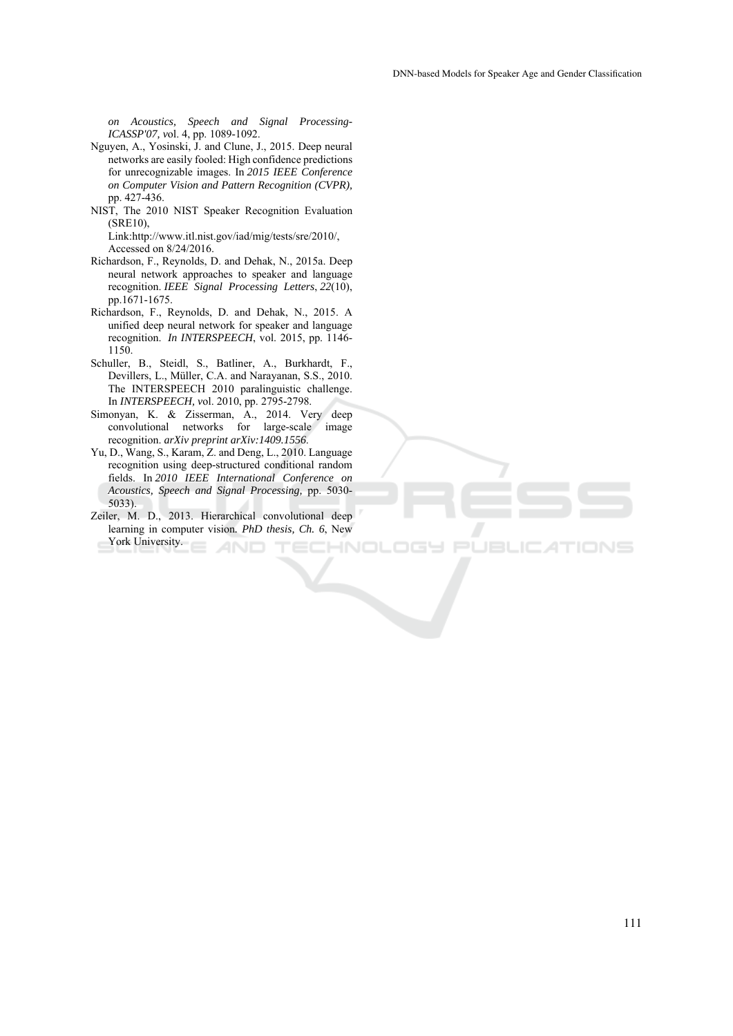*on Acoustics, Speech and Signal Processing-ICASSP'07, v*ol. 4, pp. 1089-1092.

Nguyen, A., Yosinski, J. and Clune, J., 2015. Deep neural networks are easily fooled: High confidence predictions for unrecognizable images. In *2015 IEEE Conference on Computer Vision and Pattern Recognition (CVPR),* pp. 427-436.

NIST, The 2010 NIST Speaker Recognition Evaluation (SRE10), Link:http://www.itl.nist.gov/iad/mig/tests/sre/2010/, Accessed on 8/24/2016.

Richardson, F., Reynolds, D. and Dehak, N., 2015a. Deep neural network approaches to speaker and language recognition. *IEEE Signal Processing Letters*, *22*(10), pp.1671-1675.

Richardson, F., Reynolds, D. and Dehak, N., 2015. A unified deep neural network for speaker and language recognition. *In INTERSPEECH*, vol. 2015, pp. 1146-1150.

Schuller, B., Steidl, S., Batliner, A., Burkhardt, F., Devillers, L., Müller, C.A. and Narayanan, S.S., 2010. The INTERSPEECH 2010 paralinguistic challenge. In *INTERSPEECH, v*ol. 2010, pp. 2795-2798.

Simonyan, K. & Zisserman, A., 2014. Very deep convolutional networks for large-scale image recognition. *arXiv preprint arXiv:1409.1556*.

Yu, D., Wang, S., Karam, Z. and Deng, L., 2010. Language recognition using deep-structured conditional random fields. In *2010 IEEE International Conference on Acoustics, Speech and Signal Processing,* pp. 5030-5033).

Zeiler, M. D., 2013. Hierarchical convolutional deep learning in computer vision*. PhD thesis, Ch. 6*, New York University.